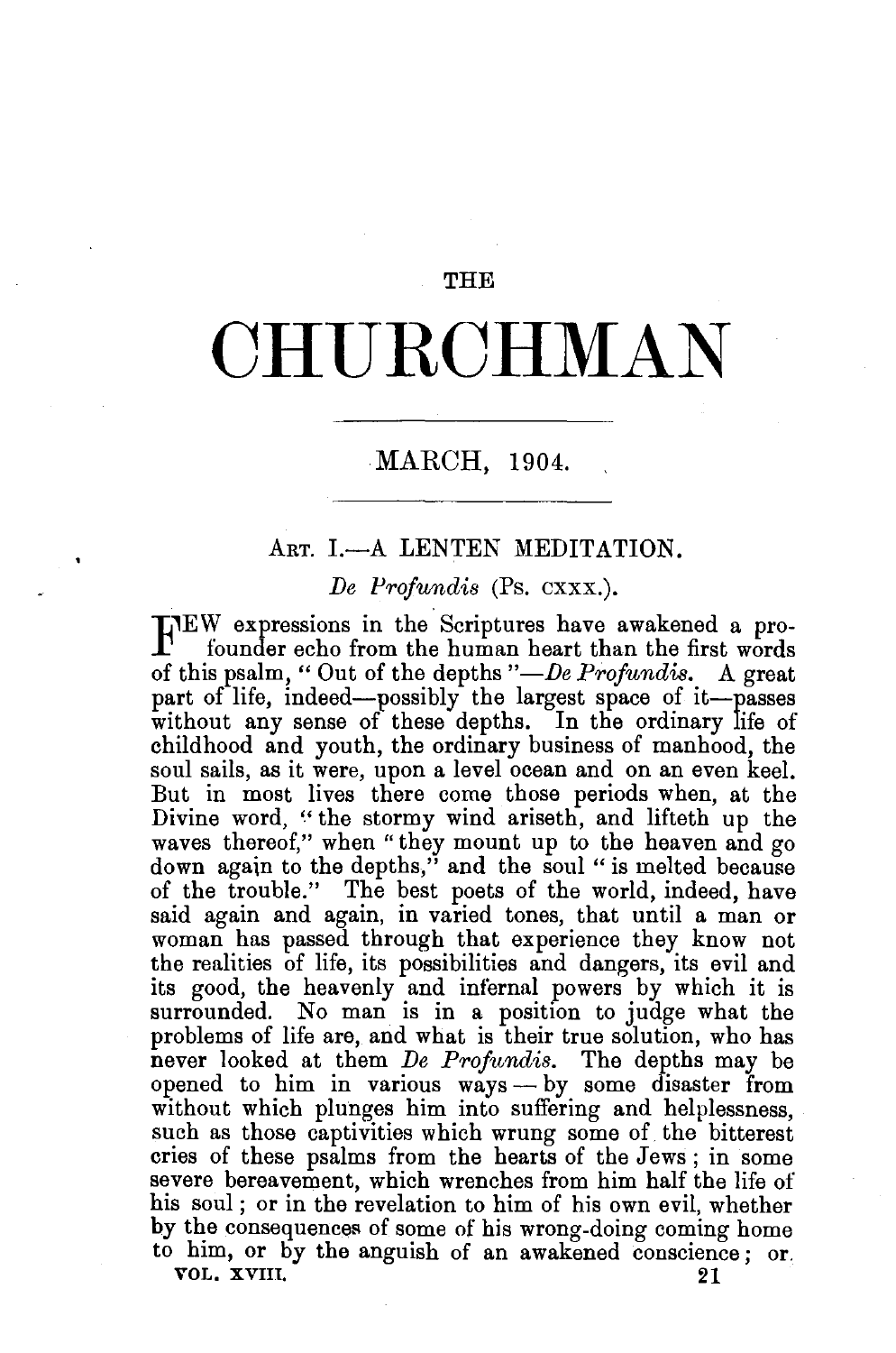# THE CHURCHMAN

## MARCH, 1904.

### ART. I.—A LENTEN MEDITATION.

*De Profundis* (Ps. CXXX.).

FEW expressions in the Scriptures have awakened a profounder echo from the human heart than the first words of this psalm, "Out of the depths"—*De Profundis*. A great part of life, indeed—possibly the largest space of it—passes without any sense of these depths. In the ordinary life of childhood and youth, the ordinary business of manhood, the soul sails, as it were, upon a level ocean and on an even keel. But in most lives there come those periods when, at the Divine word, "the stormy wind ariseth, and lifteth up the waves thereof," when "they mount up to the heaven and go down again to the depths," and the soul "is melted because of the trouble." The best poets of the world, indeed, have said again and again, in varied tones, that until a man or woman has passed through that experience they know not the realities of life, its possibilities and dangers, its evil and its good, the heavenly and infernal powers by which it is surrounded. No man is in a position to judge what the problems of life are, and what is their true solution, who has never looked at them *De Profundis*. The depths may be opened to him in various ways — by some disaster from without which plunges him into suffering and helplessness, such as those captivities which wrung some of the bitterest cries of these psalms from the hearts of the Jews; in some severe bereavement, which wrenches from him half the life of his soul; or in the revelation to him of his own evil, whether by the consequences of some of his wrong-doing coming home to him, or by the anguish of an awakened conscience; or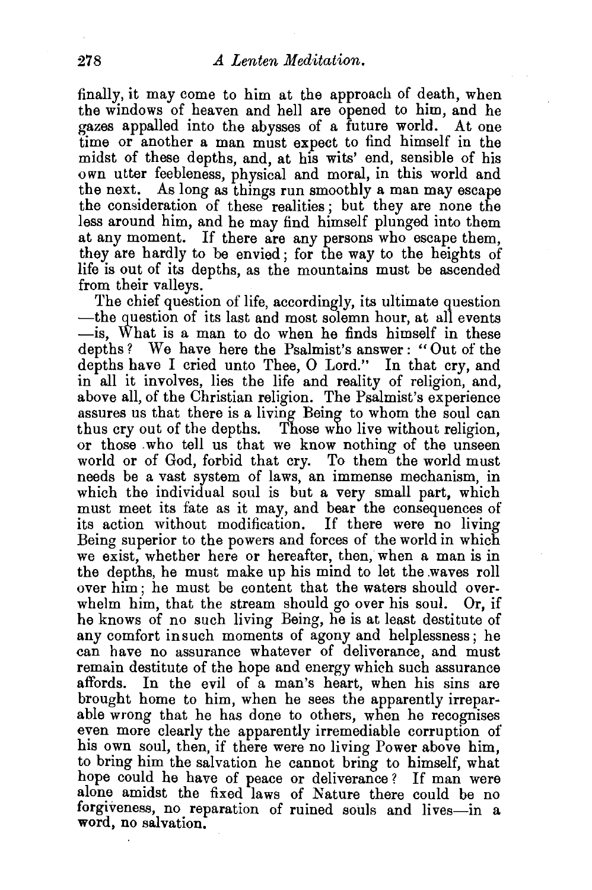finally, it may come to him at the approach of death, when the windows of heaven and hell are opened to him, and he gazes appalled into the abysses of a future world. At one time or another a man must expect to find himself in the midst of these depths, and, at his wits' end, sensible of his own utter feebleness, physical and moral, in this world and the next. As long as things run smoothly a man may escape the consideration of these realities; but they are none the less around him, and he may find himself plunged into them at any moment. If there are any persons who escape them, they are hardly to be envied; for the way to the heights of life is out of its depths, as the mountains must be ascended from their valleys.

The chief question of life, accordingly, its ultimate question —the question of its last and most solemn hour, at all events —is, What is a man to do when he finds himself in these depths? We have here the Psalmist's answer: "Out of the depths have I cried unto Thee, O Lord." In that cry, and in all it involves, lies the life and reality of religion, and, above all, of the Christian religion. The Psalmist's experience assures us that there is a living Being to whom the soul can thus cry out of the depths. Those who live without religion, or those who tell us that we know nothing of the unseen world or of God, forbid that cry. To them the world must needs be a vast system of laws, an immense mechanism, in which the individual soul is but a very small part, which must meet its fate as it may, and bear the consequences of its action without modification. If there were no living Being superior to the powers and forces of the world in which we exist, whether here or hereafter, then, when a man is in the depths, he must make up his mind to let the waves roll over him; he must be content that the waters should overwhelm him, that the stream should go over his soul. Or, if he knows of no such living Being, he is at least destitute of any comfort in such moments of agony and helplessness; he can have no assurance whatever of deliverance, and must remain destitute of the hope and energy which such assurance affords. In the evil of a man's heart, when his sins are brought home to him, when he sees the apparently irreparable wrong that he has done to others, when he recognises even more clearly the apparently irremediable corruption of his own soul, then, if there were no living Power above him, to bring him the salvation he cannot bring to himself, what hope could he have of peace or deliverance? If man were alone amidst the fixed laws of Nature there could be no forgiveness, no reparation of ruined souls and lives—in a word, no salvation.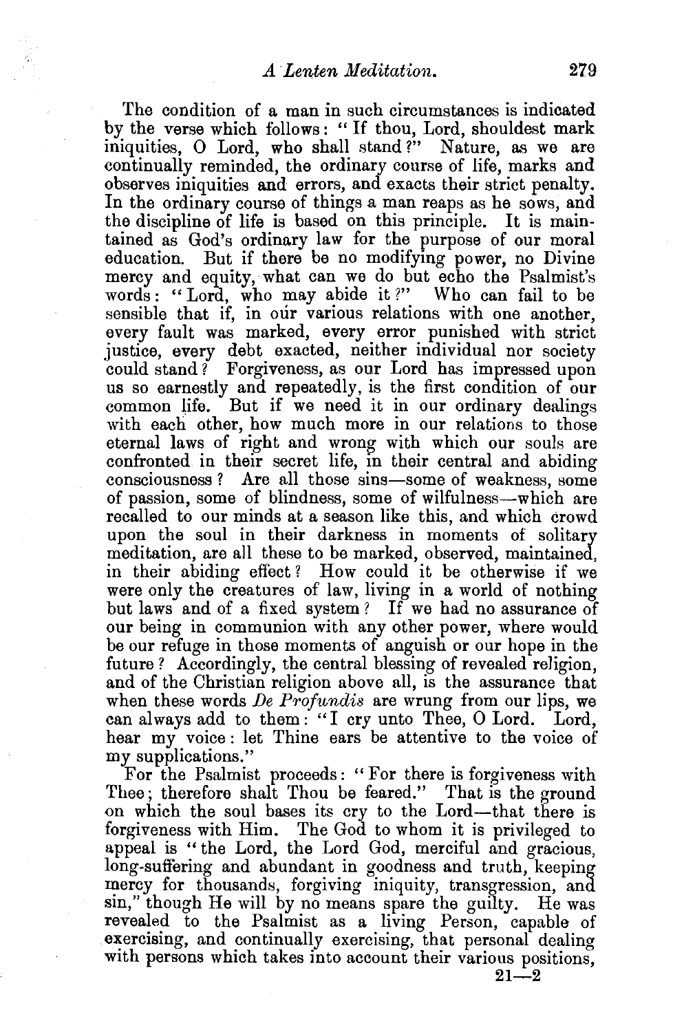The condition of a man in such circumstances is indicated by the verse which follows: "If thou, Lord, shouldest mark iniquities, O Lord, who shall stand?" Nature, as we are continually reminded, the ordinary course of life, marks and observes iniquities and errors, and exacts their strict penalty. In the ordinary course of things a man reaps as he sows, and the discipline of life is based on this principle. It is maintained as God's ordinary law for the purpose of our moral education. But if there be no modifying power, no Divine mercy and equity, what can we do but echo the Psalmist's words: "Lord, who may abide it?" Who can fail to be sensible that if, in our various relations with one another, every fault was marked, every error punished with strict justice, every debt exacted, neither individual nor society could stand? Forgiveness, as our Lord has impressed upon us so earnestly and repeatedly, is the first condition of our common life. But if we need it in our ordinary dealings with each other, how much more in our relations to those eternal laws of right and wrong with which our souls are confronted in their secret life, in their central and abiding consciousness? Are all those sins—some of weakness, some of passion, some of blindness, some of wilfulness—which are recalled to our minds at a season like this, and which crowd upon the soul in their darkness in moments of solitary meditation, are all these to be marked, observed, maintained, in their abiding effect? How could it be otherwise if we were only the creatures of law, living in a world of nothing but laws and of a fixed system? If we had no assurance of our being in communion with any other power, where would be our refuge in those moments of anguish or our hope in the future? Accordingly, the central blessing of revealed religion, and of the Christian religion above all, is the assurance that when these words *De Profundis* are wrung from our lips, we can always add to them: "I cry unto Thee, O Lord. Lord, hear my voice: let Thine ears be attentive to the voice of my supplications."

For the Psalmist proceeds: "For there is forgiveness with Thee; therefore shalt Thou be feared." That is the ground on which the soul bases its cry to the Lord—that there is forgiveness with Him. The God to whom it is privileged to appeal is "the Lord, the Lord God, merciful and gracious, long-suffering and abundant in goodness and truth, keeping mercy for thousands, forgiving iniquity, transgression, and sin," though He will by no means spare the guilty. He was revealed to the Psalmist as a living Person, capable of exercising, and continually exercising, that personal dealing with persons which takes into account their various positions,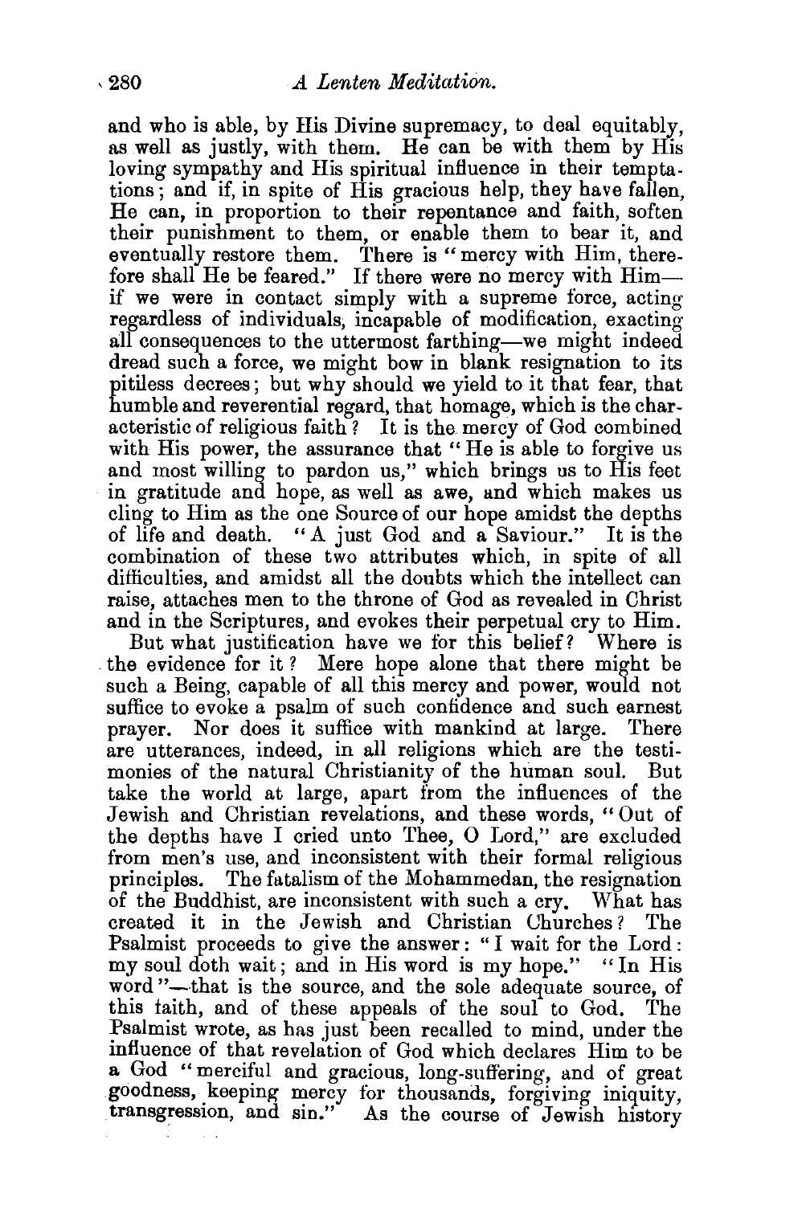and who is able, by His Divine supremacy, to deal equitably, as well as justly, with them. He can be with them by His loving sympathy and His spiritual influence in their temptations; and if, in spite of His gracious help, they have fallen, He can, in proportion to their repentance and faith, soften their punishment to them, or enable them to bear it, and eventually restore them. There is "mercy with Him, therefore shall He be feared." If there were no mercy with Him—if we were in contact simply with a supreme force, acting regardless of individuals, incapable of modification, exacting all consequences to the uttermost farthing—we might indeed dread such a force, we might bow in blank resignation to its pitiless decrees; but why should we yield to it that fear, that humble and reverential regard, that homage, which is the characteristic of religious faith? It is the mercy of God combined with His power, the assurance that "He is able to forgive us and most willing to pardon us," which brings us to His feet in gratitude and hope, as well as awe, and which makes us cling to Him as the one Source of our hope amidst the depths of life and death. "A just God and a Saviour." It is the combination of these two attributes which, in spite of all difficulties, and amidst all the doubts which the intellect can raise, attaches men to the throne of God as revealed in Christ and in the Scriptures, and evokes their perpetual cry to Him.

But what justification have we for this belief? Where is the evidence for it? Mere hope alone that there might be such a Being, capable of all this mercy and power, would not suffice to evoke a psalm of such confidence and such earnest prayer. Nor does it suffice with mankind at large. There are utterances, indeed, in all religions which are the testimonies of the natural Christianity of the human soul. But take the world at large, apart from the influences of the Jewish and Christian revelations, and these words, "Out of the depths have I cried unto Thee, O Lord," are excluded from men's use, and inconsistent with their formal religious principles. The fatalism of the Mohammedan, the resignation of the Buddhist, are inconsistent with such a cry. What has created it in the Jewish and Christian Churches? The Psalmist proceeds to give the answer: "I wait for the Lord: my soul doth wait; and in His word is my hope." "In His word"—that is the source, and the sole adequate source, of this faith, and of these appeals of the soul to God. The Psalmist wrote, as has just been recalled to mind, under the influence of that revelation of God which declares Him to be a God "merciful and gracious, long-suffering, and of great goodness, keeping mercy for thousands, forgiving iniquity, transgression, and sin." As the course of Jewish history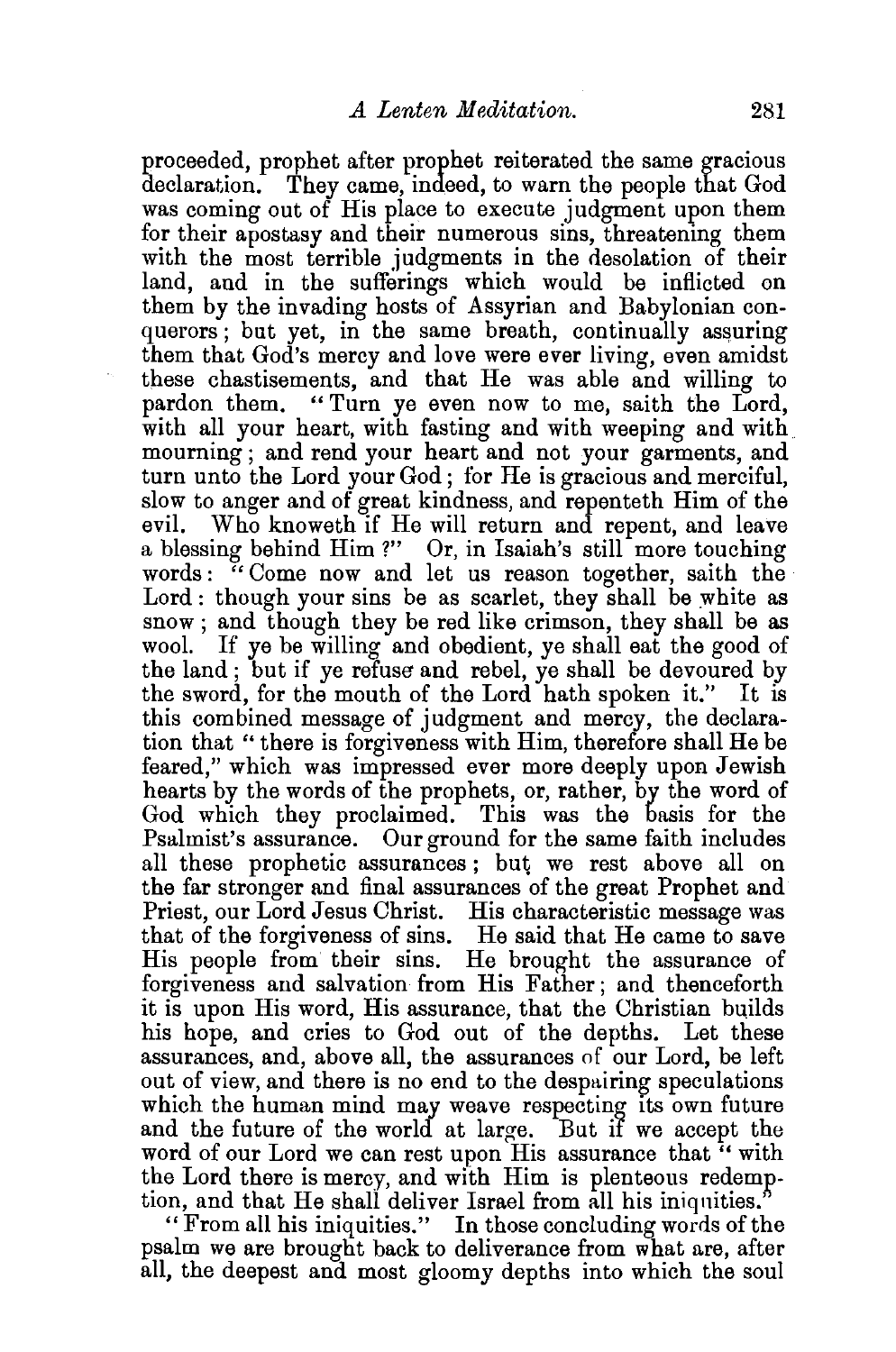proceeded, prophet after prophet reiterated the same gracious declaration. They came, indeed, to warn the people that God was coming out of His place to execute judgment upon them for their apostasy and their numerous sins, threatening them with the most terrible judgments in the desolation of their land, and in the sufferings which would be inflicted on them by the invading hosts of Assyrian and Babylonian conquerors; but yet, in the same breath, continually assuring them that God's mercy and love were ever living, even amidst these chastisements, and that He was able and willing to pardon them. "Turn ye even now to me, saith the Lord, with all your heart, with fasting and with weeping and with mourning; and rend your heart and not your garments, and turn unto the Lord your God; for He is gracious and merciful, slow to anger and of great kindness, and repenteth Him of the evil. Who knoweth if He will return and repent, and leave a blessing behind Him?" Or, in Isaiah's still more touching words: "Come now and let us reason together, saith the Lord: though your sins be as scarlet, they shall be white as snow; and though they be red like crimson, they shall be as wool. If ye be willing and obedient, ye shall eat the good of the land; but if ye refuse and rebel, ye shall be devoured by the sword, for the mouth of the Lord hath spoken it." It is this combined message of judgment and mercy, the declaration that "there is forgiveness with Him, therefore shall He be feared," which was impressed ever more deeply upon Jewish hearts by the words of the prophets, or, rather, by the word of God which they proclaimed. This was the basis for the Psalmist's assurance. Our ground for the same faith includes all these prophetic assurances; but we rest above all on the far stronger and final assurances of the great Prophet and Priest, our Lord Jesus Christ. His characteristic message was that of the forgiveness of sins. He said that He came to save His people from their sins. He brought the assurance of forgiveness and salvation from His Father; and thenceforth it is upon His word, His assurance, that the Christian builds his hope, and cries to God out of the depths. Let these assurances, and, above all, the assurances of our Lord, be left out of view, and there is no end to the despairing speculations which the human mind may weave respecting its own future and the future of the world at large. But if we accept the word of our Lord we can rest upon His assurance that "with the Lord there is mercy, and with Him is plenteous redemption, and that He shall deliver Israel from all his iniquities."

"From all his iniquities." In those concluding words of the psalm we are brought back to deliverance from what are, after all, the deepest and most gloomy depths into which the soul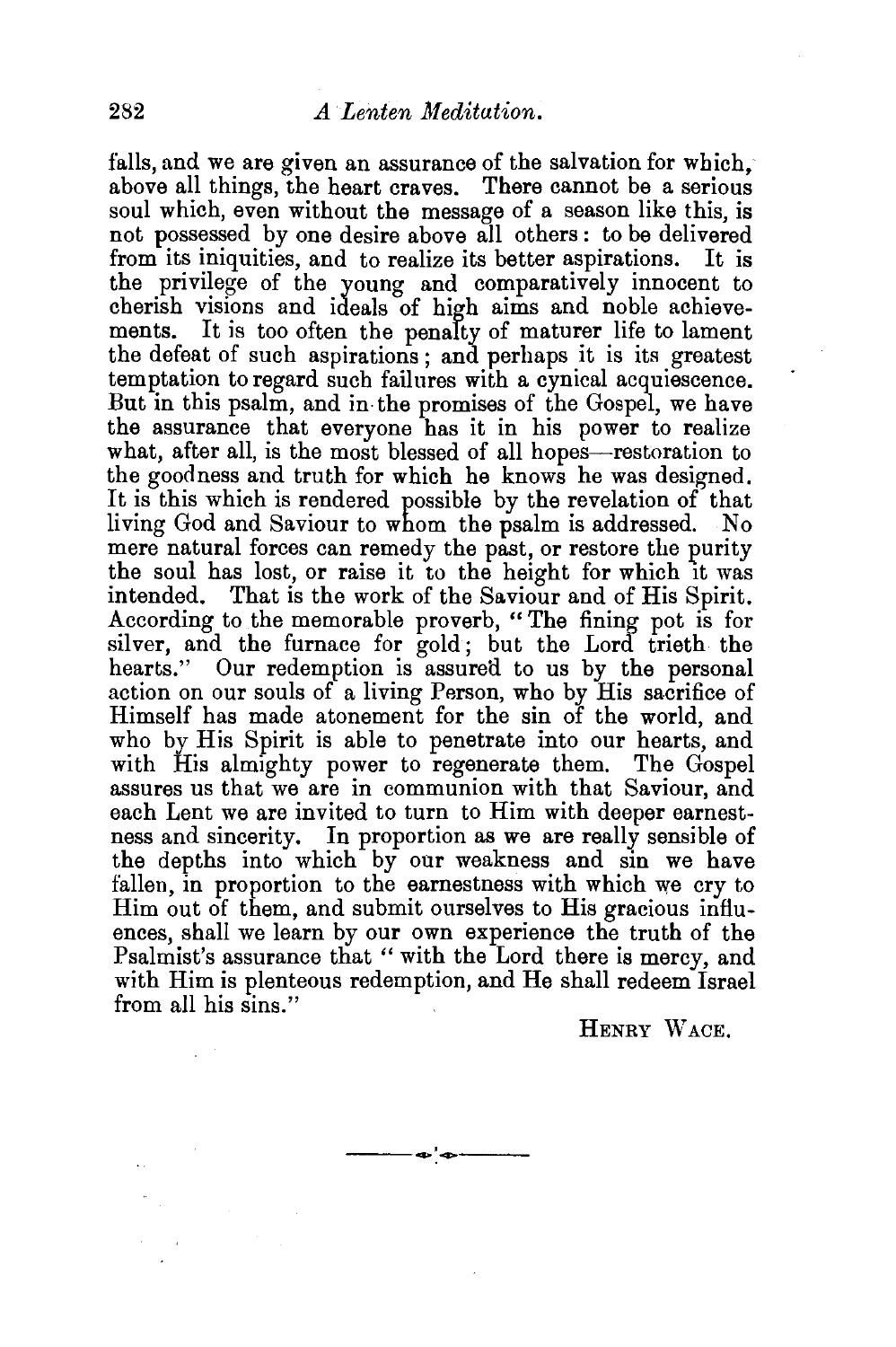falls, and we are given an assurance of the salvation for which, above all things, the heart craves. There cannot be a serious soul which, even without the message of a season like this, is not possessed by one desire above all others: to be delivered from its iniquities, and to realize its better aspirations. It is the privilege of the young and comparatively innocent to cherish visions and ideals of high aims and noble achievements. It is too often the penalty of maturer life to lament the defeat of such aspirations; and perhaps it is its greatest temptation to regard such failures with a cynical acquiescence. But in this psalm, and in the promises of the Gospel, we have the assurance that everyone has it in his power to realize what, after all, is the most blessed of all hopes—restoration to the goodness and truth for which he knows he was designed. It is this which is rendered possible by the revelation of that living God and Saviour to whom the psalm is addressed. No mere natural forces can remedy the past, or restore the purity the soul has lost, or raise it to the height for which it was intended. That is the work of the Saviour and of His Spirit. According to the memorable proverb, "The fining pot is for silver, and the furnace for gold; but the Lord trieth the hearts." Our redemption is assured to us by the personal action on our souls of a living Person, who by His sacrifice of Himself has made atonement for the sin of the world, and who by His Spirit is able to penetrate into our hearts, and with His almighty power to regenerate them. The Gospel assures us that we are in communion with that Saviour, and each Lent we are invited to turn to Him with deeper earnestness and sincerity. In proportion as we are really sensible of the depths into which by our weakness and sin we have fallen, in proportion to the earnestness with which we cry to Him out of them, and submit ourselves to His gracious influences, shall we learn by our own experience the truth of the Psalmist's assurance that "with the Lord there is mercy, and with Him is plenteous redemption, and He shall redeem Israel from all his sins."

HENRY WACE.